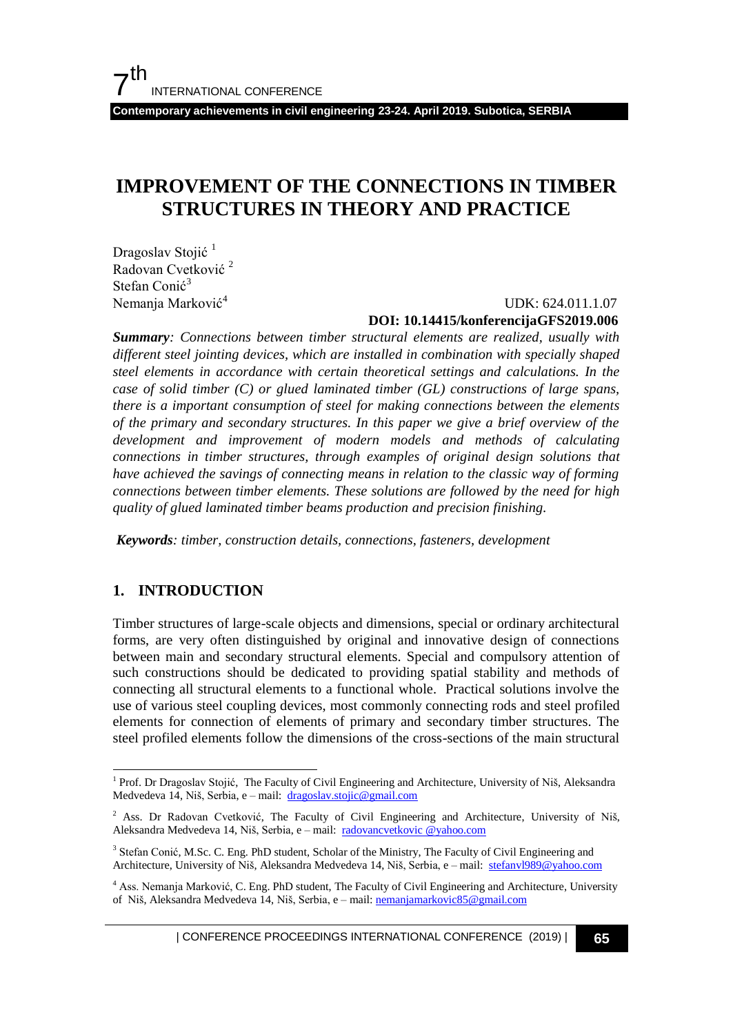# IMPROVEMENT OF THE CONNECTIONS IN TIMBER STRUCTURES IN THEORY AND PRACTICE

Dragoslav Stojić [1]
Radovan Cvetković [2]
Stefan Conić [3]
Nemanja Marković [4]

UDK: 624.011.1.07
**DOI: 10.14415/konferencijaGFS2019.006**

***Summary**: Connections between timber structural elements are realized, usually with different steel jointing devices, which are installed in combination with specially shaped steel elements in accordance with certain theoretical settings and calculations. In the case of solid timber (C) or glued laminated timber (GL) constructions of large spans, there is a important consumption of steel for making connections between the elements of the primary and secondary structures. In this paper we give a brief overview of the development and improvement of modern models and methods of calculating connections in timber structures, through examples of original design solutions that have achieved the savings of connecting means in relation to the classic way of forming connections between timber elements. These solutions are followed by the need for high quality of glued laminated timber beams production and precision finishing.*

***Keywords**: timber, construction details, connections, fasteners, development*

## 1. INTRODUCTION

Timber structures of large-scale objects and dimensions, special or ordinary architectural forms, are very often distinguished by original and innovative design of connections between main and secondary structural elements. Special and compulsory attention of such constructions should be dedicated to providing spatial stability and methods of connecting all structural elements to a functional whole. Practical solutions involve the use of various steel coupling devices, most commonly connecting rods and steel profiled elements for connection of elements of primary and secondary timber structures. The steel profiled elements follow the dimensions of the cross-sections of the main structural

---

[1] Prof. Dr Dragoslav Stojić, The Faculty of Civil Engineering and Architecture, University of Niš, Aleksandra Medvedeva 14, Niš, Serbia, e – mail: dragoslav.stojic@gmail.com

[2] Ass. Dr Radovan Cvetković, The Faculty of Civil Engineering and Architecture, University of Niš, Aleksandra Medvedeva 14, Niš, Serbia, e – mail: radovancvetkovic @yahoo.com

[3] Stefan Conić, M.Sc. C. Eng. PhD student, Scholar of the Ministry, The Faculty of Civil Engineering and Architecture, University of Niš, Aleksandra Medvedeva 14, Niš, Serbia, e – mail: stefanvl989@yahoo.com

[4] Ass. Nemanja Marković, C. Eng. PhD student, The Faculty of Civil Engineering and Architecture, University of Niš, Aleksandra Medvedeva 14, Niš, Serbia, e – mail: nemanjamarkovic85@gmail.com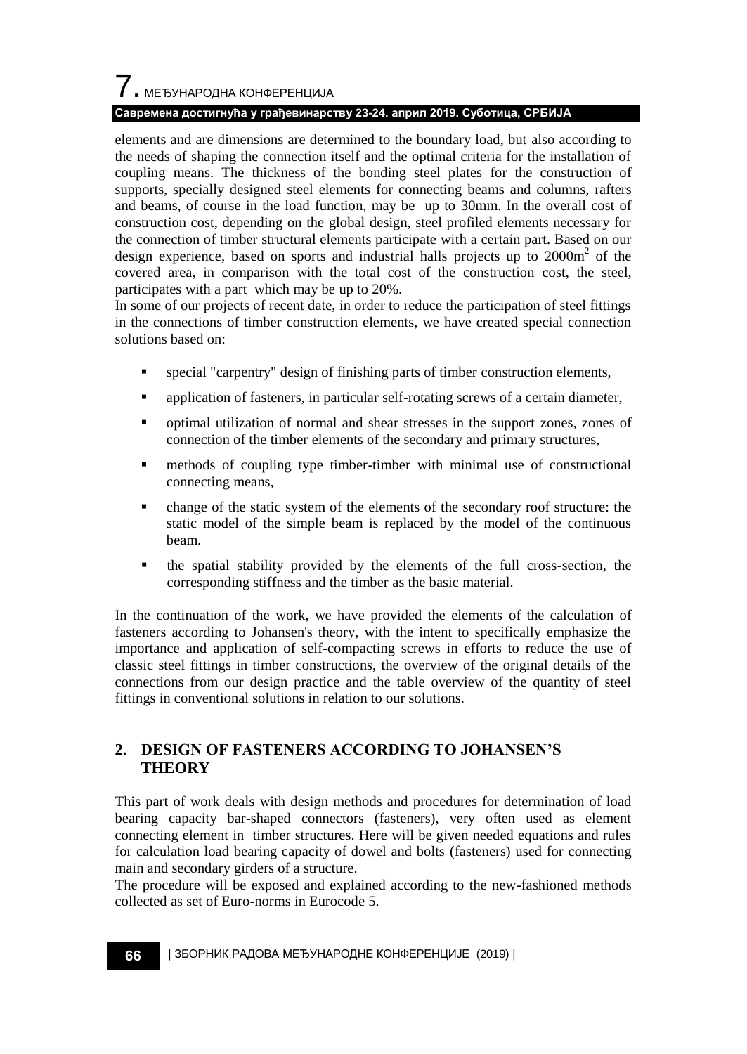elements and are dimensions are determined to the boundary load, but also according to the needs of shaping the connection itself and the optimal criteria for the installation of coupling means. The thickness of the bonding steel plates for the construction of supports, specially designed steel elements for connecting beams and columns, rafters and beams, of course in the load function, may be up to 30mm. In the overall cost of construction cost, depending on the global design, steel profiled elements necessary for the connection of timber structural elements participate with a certain part. Based on our design experience, based on sports and industrial halls projects up to 2000m$^2$ of the covered area, in comparison with the total cost of the construction cost, the steel, participates with a part which may be up to 20%.

In some of our projects of recent date, in order to reduce the participation of steel fittings in the connections of timber construction elements, we have created special connection solutions based on:

- special "carpentry" design of finishing parts of timber construction elements,
- application of fasteners, in particular self-rotating screws of a certain diameter,
- optimal utilization of normal and shear stresses in the support zones, zones of connection of the timber elements of the secondary and primary structures,
- methods of coupling type timber-timber with minimal use of constructional connecting means,
- change of the static system of the elements of the secondary roof structure: the static model of the simple beam is replaced by the model of the continuous beam.
- the spatial stability provided by the elements of the full cross-section, the corresponding stiffness and the timber as the basic material.

In the continuation of the work, we have provided the elements of the calculation of fasteners according to Johansen's theory, with the intent to specifically emphasize the importance and application of self-compacting screws in efforts to reduce the use of classic steel fittings in timber constructions, the overview of the original details of the connections from our design practice and the table overview of the quantity of steel fittings in conventional solutions in relation to our solutions.

## 2. DESIGN OF FASTENERS ACCORDING TO JOHANSEN'S THEORY

This part of work deals with design methods and procedures for determination of load bearing capacity bar-shaped connectors (fasteners), very often used as element connecting element in timber structures. Here will be given needed equations and rules for calculation load bearing capacity of dowel and bolts (fasteners) used for connecting main and secondary girders of a structure.

The procedure will be exposed and explained according to the new-fashioned methods collected as set of Euro-norms in Eurocode 5.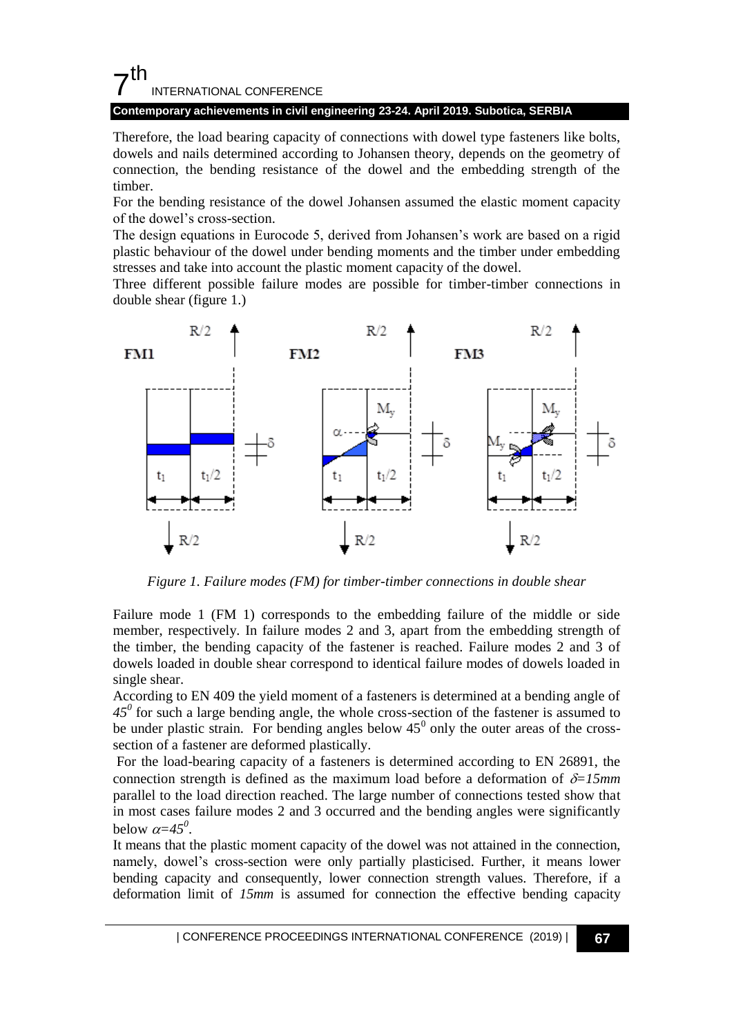Therefore, the load bearing capacity of connections with dowel type fasteners like bolts, dowels and nails determined according to Johansen theory, depends on the geometry of connection, the bending resistance of the dowel and the embedding strength of the timber.

For the bending resistance of the dowel Johansen assumed the elastic moment capacity of the dowel's cross-section.

The design equations in Eurocode 5, derived from Johansen's work are based on a rigid plastic behaviour of the dowel under bending moments and the timber under embedding stresses and take into account the plastic moment capacity of the dowel.

Three different possible failure modes are possible for timber-timber connections in double shear (figure 1.)

*Figure 1. Failure modes (FM) for timber-timber connections in double shear*

Failure mode 1 (FM 1) corresponds to the embedding failure of the middle or side member, respectively. In failure modes 2 and 3, apart from the embedding strength of the timber, the bending capacity of the fastener is reached. Failure modes 2 and 3 of dowels loaded in double shear correspond to identical failure modes of dowels loaded in single shear.

According to EN 409 the yield moment of a fasteners is determined at a bending angle of $45^0$ for such a large bending angle, the whole cross-section of the fastener is assumed to be under plastic strain. For bending angles below $45^0$ only the outer areas of the cross-section of a fastener are deformed plastically.

For the load-bearing capacity of a fasteners is determined according to EN 26891, the connection strength is defined as the maximum load before a deformation of $\delta = 15mm$ parallel to the load direction reached. The large number of connections tested show that in most cases failure modes 2 and 3 occurred and the bending angles were significantly below $\alpha = 45^0$.

It means that the plastic moment capacity of the dowel was not attained in the connection, namely, dowel's cross-section were only partially plasticised. Further, it means lower bending capacity and consequently, lower connection strength values. Therefore, if a deformation limit of *15mm* is assumed for connection the effective bending capacity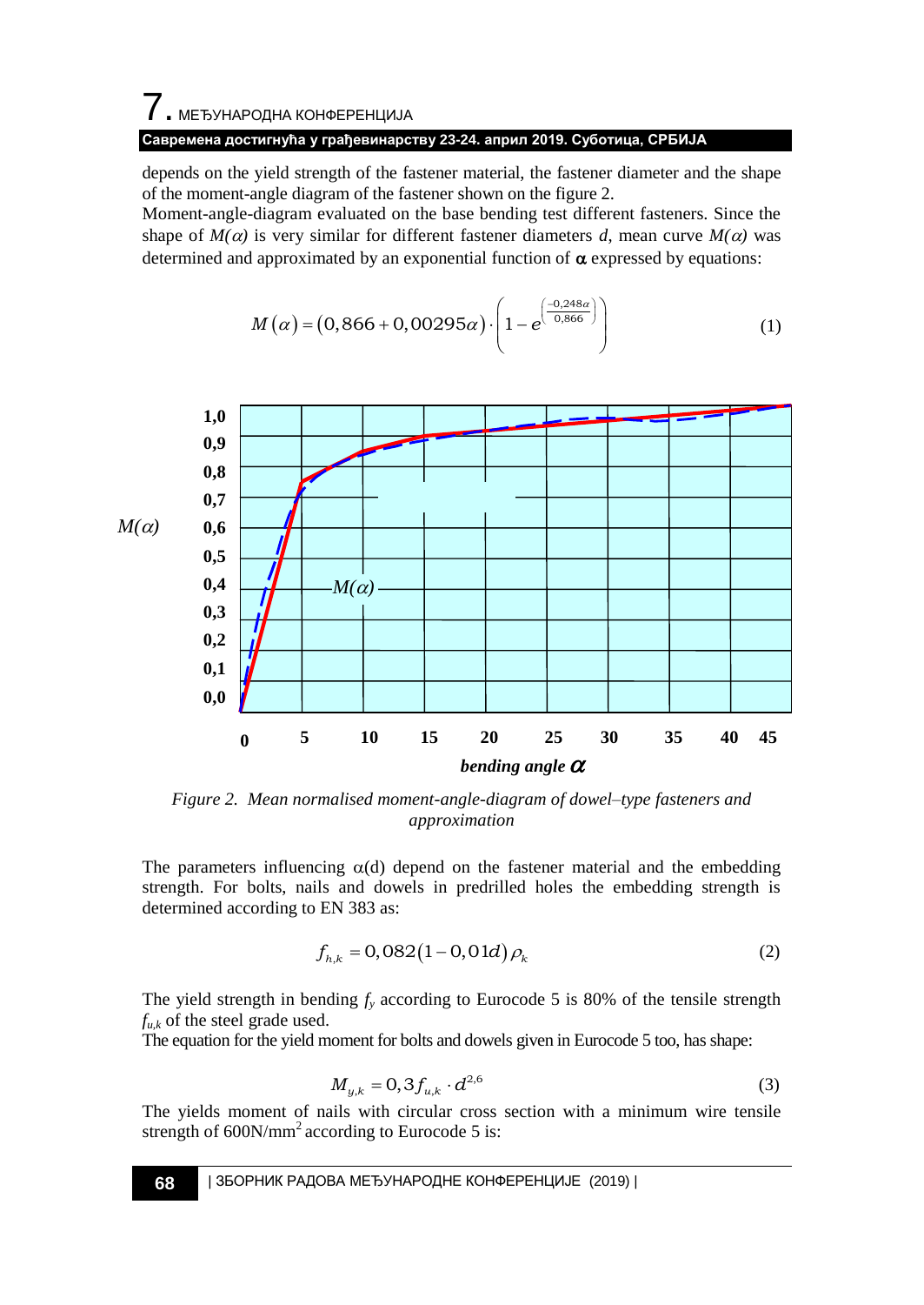depends on the yield strength of the fastener material, the fastener diameter and the shape of the moment-angle diagram of the fastener shown on the figure 2.

Moment-angle-diagram evaluated on the base bending test different fasteners. Since the shape of $M(\alpha)$ is very similar for different fastener diameters $d$, mean curve $M(\alpha)$ was determined and approximated by an exponential function of $\alpha$ expressed by equations:

$$M(\alpha) = (0,866 + 0,00295\alpha) \cdot \left(1 - e^{\left(\frac{-0,248\alpha}{0,866}\right)}\right) \tag{1}$$

*Figure 2. Mean normalised moment-angle-diagram of dowel–type fasteners and approximation*

The parameters influencing $\alpha(d)$ depend on the fastener material and the embedding strength. For bolts, nails and dowels in predrilled holes the embedding strength is determined according to EN 383 as:

$$f_{h,k} = 0,082(1 - 0,01d)\rho_k \tag{2}$$

The yield strength in bending $f_y$ according to Eurocode 5 is 80% of the tensile strength $f_{u,k}$ of the steel grade used.

The equation for the yield moment for bolts and dowels given in Eurocode 5 too, has shape:

$$M_{y,k} = 0,3 f_{u,k} \cdot d^{2,6} \tag{3}$$

The yields moment of nails with circular cross section with a minimum wire tensile strength of 600N/mm$^2$ according to Eurocode 5 is: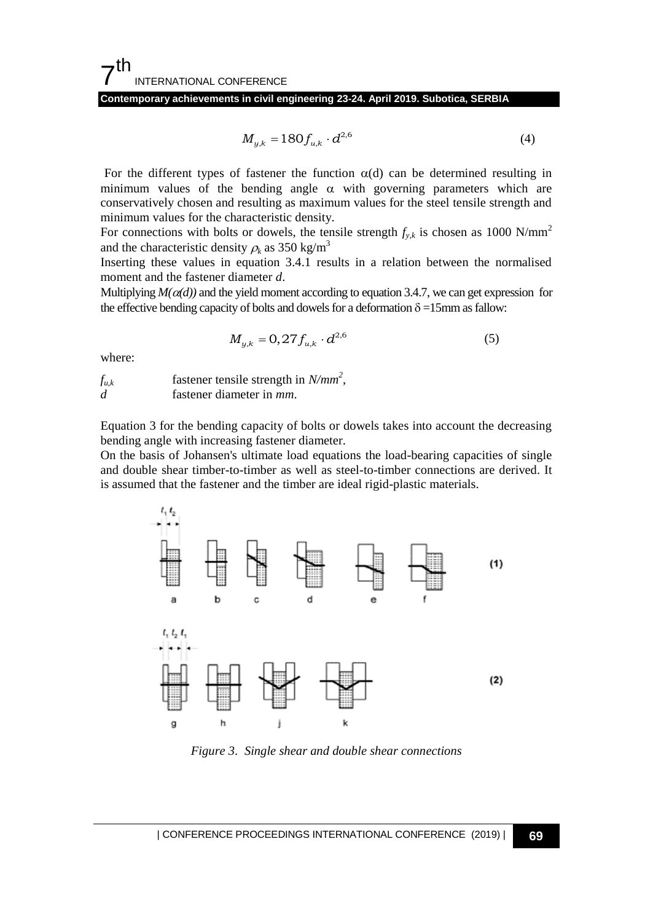$$M_{y,k} = 180 f_{u,k} \cdot d^{2,6} \quad (4)$$

For the different types of fastener the function α(d) can be determined resulting in minimum values of the bending angle α with governing parameters which are conservatively chosen and resulting as maximum values for the steel tensile strength and minimum values for the characteristic density.

For connections with bolts or dowels, the tensile strength $f_{y,k}$ is chosen as 1000 N/mm$^2$ and the characteristic density $\rho_k$ as 350 kg/m$^3$

Inserting these values in equation 3.4.1 results in a relation between the normalised moment and the fastener diameter *d*.

Multiplying *M(α(d))* and the yield moment according to equation 3.4.7, we can get expression for the effective bending capacity of bolts and dowels for a deformation δ =15mm as fallow:

$$M_{y,k} = 0,27 f_{u,k} \cdot d^{2,6} \quad (5)$$

where:

$f_{u,k}$ fastener tensile strength in *N/mm$^2$*,
*d* fastener diameter in *mm*.

Equation 3 for the bending capacity of bolts or dowels takes into account the decreasing bending angle with increasing fastener diameter.

On the basis of Johansen's ultimate load equations the load-bearing capacities of single and double shear timber-to-timber as well as steel-to-timber connections are derived. It is assumed that the fastener and the timber are ideal rigid-plastic materials.

*Figure 3. Single shear and double shear connections*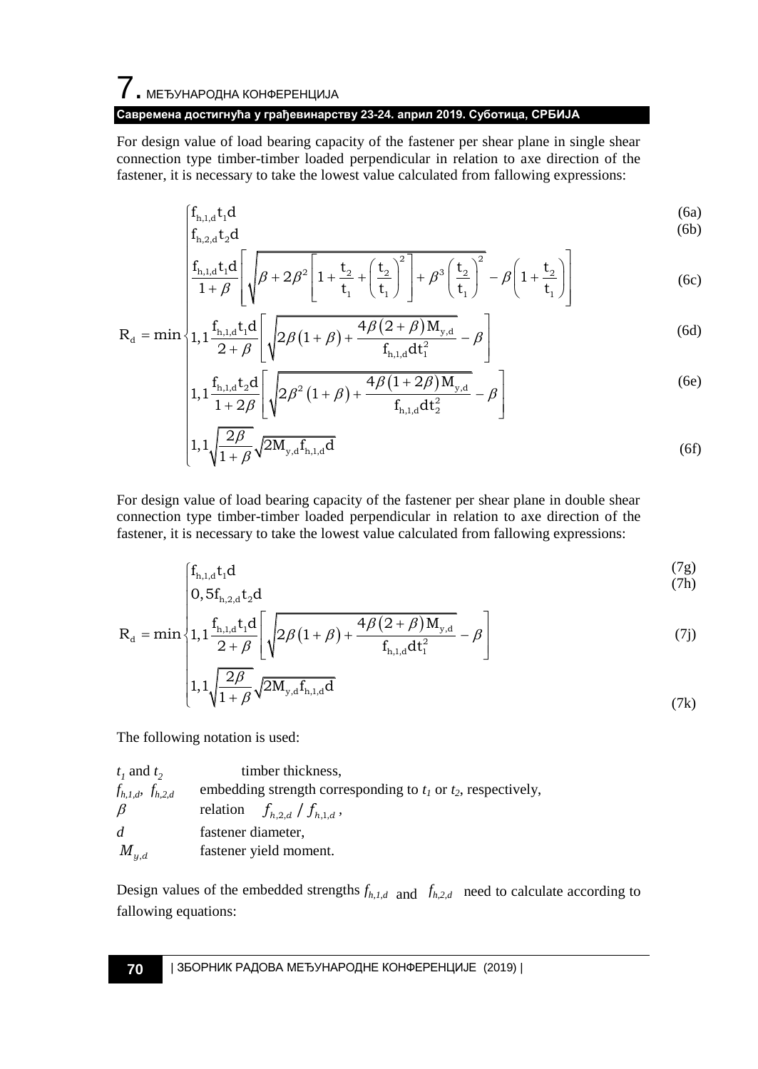For design value of load bearing capacity of the fastener per shear plane in single shear connection type timber-timber loaded perpendicular in relation to axe direction of the fastener, it is necessary to take the lowest value calculated from fallowing expressions:

$$
R_d = \min \begin{cases}
f_{h,1,d} t_1 d & \text{(6a)} \\
f_{h,2,d} t_2 d & \text{(6b)} \\
\dfrac{f_{h,1,d} t_1 d}{1+\beta}\left[\sqrt{\beta + 2\beta^2\left[1+\dfrac{t_2}{t_1}+\left(\dfrac{t_2}{t_1}\right)^2\right]+\beta^3\left(\dfrac{t_2}{t_1}\right)^2} - \beta\left(1+\dfrac{t_2}{t_1}\right)\right] & \text{(6c)} \\
1,1\dfrac{f_{h,1,d} t_1 d}{2+\beta}\left[\sqrt{2\beta\left(1+\beta\right)+\dfrac{4\beta\left(2+\beta\right)M_{y,d}}{f_{h,1,d} d t_1^2}} - \beta\right] & \text{(6d)} \\
1,1\dfrac{f_{h,1,d} t_2 d}{1+2\beta}\left[\sqrt{2\beta^2\left(1+\beta\right)+\dfrac{4\beta\left(1+2\beta\right)M_{y,d}}{f_{h,1,d} d t_2^2}} - \beta\right] & \text{(6e)} \\
1,1\sqrt{\dfrac{2\beta}{1+\beta}}\sqrt{2M_{y,d} f_{h,1,d} d} & \text{(6f)}
\end{cases}
$$

For design value of load bearing capacity of the fastener per shear plane in double shear connection type timber-timber loaded perpendicular in relation to axe direction of the fastener, it is necessary to take the lowest value calculated from fallowing expressions:

$$
R_d = \min \begin{cases}
f_{h,1,d} t_1 d & \text{(7g)} \\
0,5 f_{h,2,d} t_2 d & \text{(7h)} \\
1,1\dfrac{f_{h,1,d} t_1 d}{2+\beta}\left[\sqrt{2\beta\left(1+\beta\right)+\dfrac{4\beta\left(2+\beta\right)M_{y,d}}{f_{h,1,d} d t_1^2}} - \beta\right] & \text{(7j)} \\
1,1\sqrt{\dfrac{2\beta}{1+\beta}}\sqrt{2M_{y,d} f_{h,1,d} d} & \text{(7k)}
\end{cases}
$$

The following notation is used:

$t_1$ and $t_2$ timber thickness,
$f_{h,1,d}$, $f_{h,2,d}$ embedding strength corresponding to $t_1$ or $t_2$, respectively,
$\beta$ relation $f_{h,2,d} / f_{h,1,d}$,
$d$ fastener diameter,
$M_{y,d}$ fastener yield moment.

Design values of the embedded strengths $f_{h,1,d}$ and $f_{h,2,d}$ need to calculate according to fallowing equations: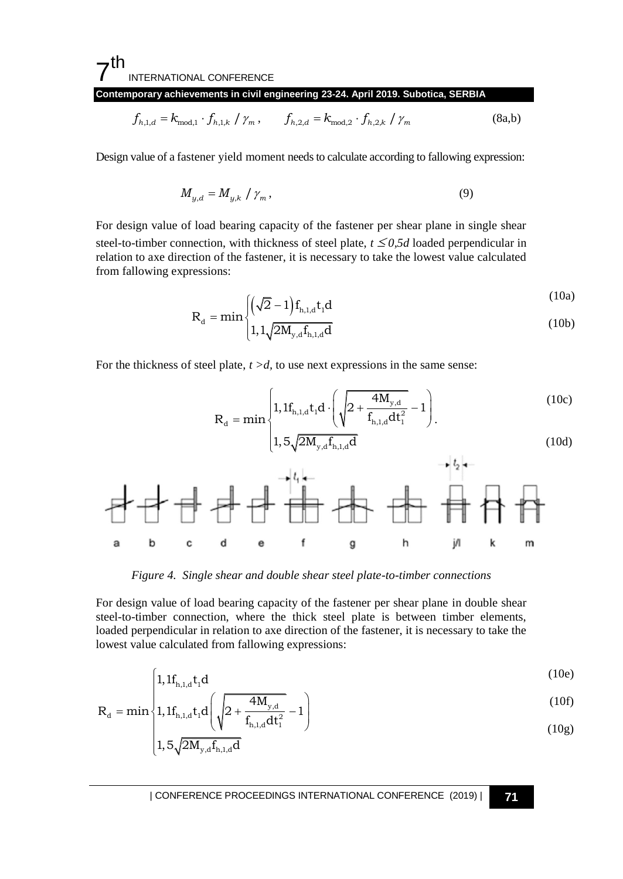$$f_{h,1,d} = k_{\text{mod},1} \cdot f_{h,1,k} \,/\, \gamma_m \,, \qquad f_{h,2,d} = k_{\text{mod},2} \cdot f_{h,2,k} \,/\, \gamma_m \tag{8a,b}$$

Design value of a fastener yield moment needs to calculate according to fallowing expression:

$$M_{y,d} = M_{y,k} \,/\, \gamma_m \,, \tag{9}$$

For design value of load bearing capacity of the fastener per shear plane in single shear steel-to-timber connection, with thickness of steel plate, $t \leq 0{,}5d$ loaded perpendicular in relation to axe direction of the fastener, it is necessary to take the lowest value calculated from fallowing expressions:

$$R_d = \min \begin{cases} \left(\sqrt{2}-1\right) f_{h,1,d} t_1 d & \text{(10a)} \\ 1{,}1\sqrt{2M_{y,d} f_{h,1,d} d} & \text{(10b)} \end{cases}$$

For the thickness of steel plate, $t > d$, to use next expressions in the same sense:

$$R_d = \min \begin{cases} 1{,}1 f_{h,1,d} t_1 d \cdot \left( \sqrt{2 + \dfrac{4M_{y,d}}{f_{h,1,d} d t_1^2}} - 1 \right). & \text{(10c)} \\ 1{,}5\sqrt{2M_{y,d} f_{h,1,d} d} & \text{(10d)} \end{cases}$$

*Figure 4. Single shear and double shear steel plate-to-timber connections*

For design value of load bearing capacity of the fastener per shear plane in double shear steel-to-timber connection, where the thick steel plate is between timber elements, loaded perpendicular in relation to axe direction of the fastener, it is necessary to take the lowest value calculated from fallowing expressions:

$$R_d = \min \begin{cases} 1{,}1 f_{h,1,d} t_1 d & \text{(10e)} \\ 1{,}1 f_{h,1,d} t_1 d \left( \sqrt{2 + \dfrac{4M_{y,d}}{f_{h,1,d} d t_1^2}} - 1 \right) & \text{(10f)} \\ 1{,}5\sqrt{2M_{y,d} f_{h,1,d} d} & \text{(10g)} \end{cases}$$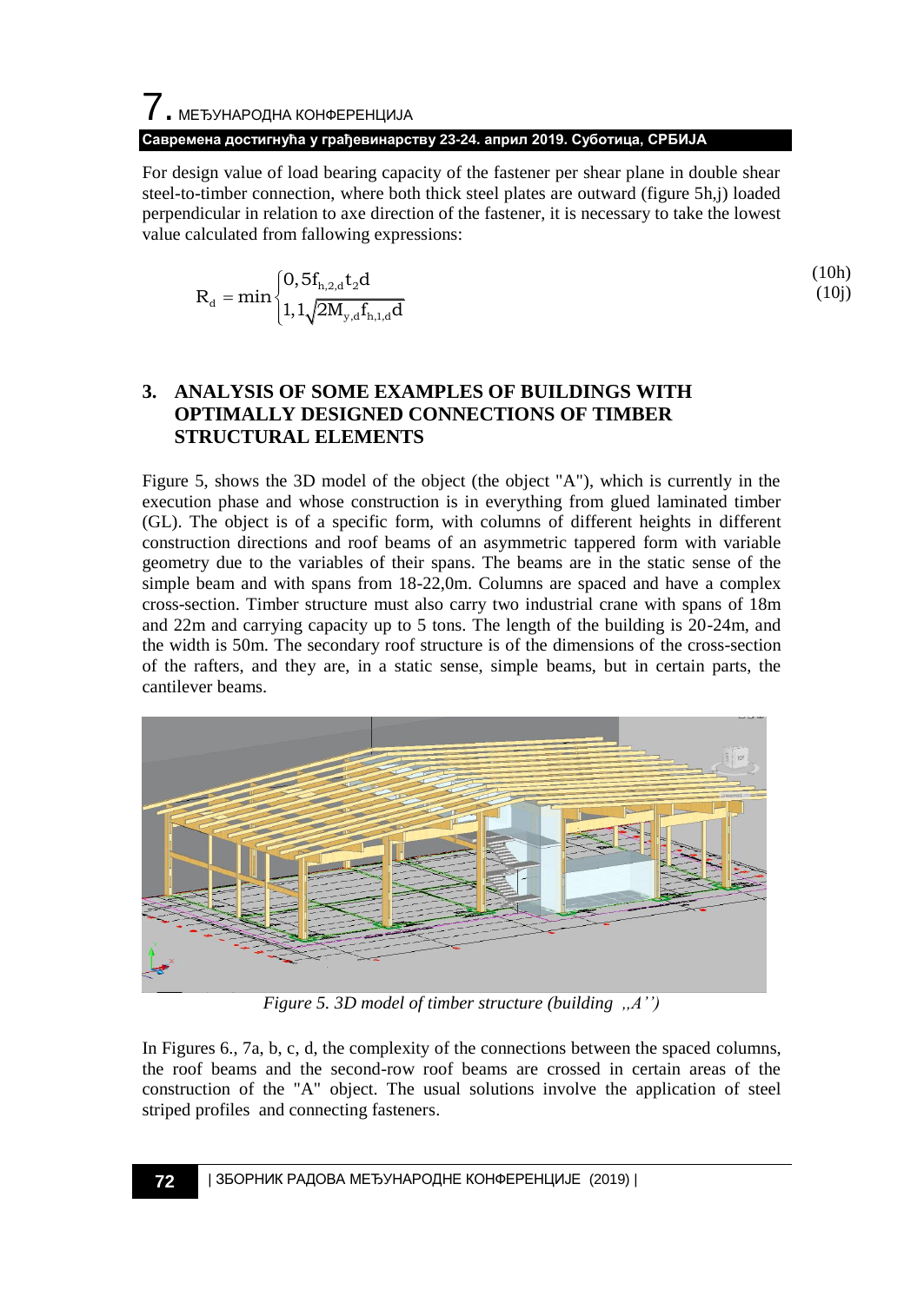For design value of load bearing capacity of the fastener per shear plane in double shear steel-to-timber connection, where both thick steel plates are outward (figure 5h,j) loaded perpendicular in relation to axe direction of the fastener, it is necessary to take the lowest value calculated from fallowing expressions:

$$R_d = \min \begin{cases} 0,5 f_{h,2,d} t_2 d & (10h) \\ 1,1\sqrt{2M_{y,d} f_{h,1,d} d} & (10j) \end{cases}$$

## 3. ANALYSIS OF SOME EXAMPLES OF BUILDINGS WITH OPTIMALLY DESIGNED CONNECTIONS OF TIMBER STRUCTURAL ELEMENTS

Figure 5, shows the 3D model of the object (the object "A"), which is currently in the execution phase and whose construction is in everything from glued laminated timber (GL). The object is of a specific form, with columns of different heights in different construction directions and roof beams of an asymmetric tappered form with variable geometry due to the variables of their spans. The beams are in the static sense of the simple beam and with spans from 18-22,0m. Columns are spaced and have a complex cross-section. Timber structure must also carry two industrial crane with spans of 18m and 22m and carrying capacity up to 5 tons. The length of the building is 20-24m, and the width is 50m. The secondary roof structure is of the dimensions of the cross-section of the rafters, and they are, in a static sense, simple beams, but in certain parts, the cantilever beams.

*Figure 5. 3D model of timber structure (building „A'')*

In Figures 6., 7a, b, c, d, the complexity of the connections between the spaced columns, the roof beams and the second-row roof beams are crossed in certain areas of the construction of the "A" object. The usual solutions involve the application of steel striped profiles and connecting fasteners.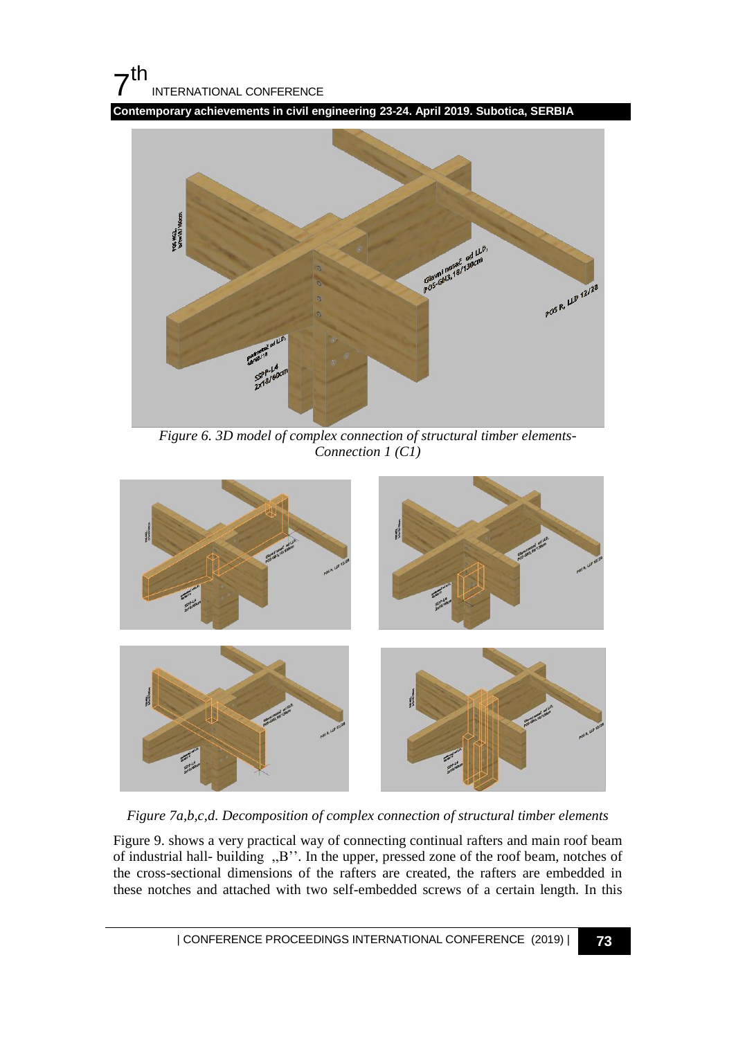*Figure 6. 3D model of complex connection of structural timber elements- Connection 1 (C1)*

*Figure 7a,b,c,d. Decomposition of complex connection of structural timber elements*

Figure 9. shows a very practical way of connecting continual rafters and main roof beam of industrial hall- building ,,B''. In the upper, pressed zone of the roof beam, notches of the cross-sectional dimensions of the rafters are created, the rafters are embedded in these notches and attached with two self-embedded screws of a certain length. In this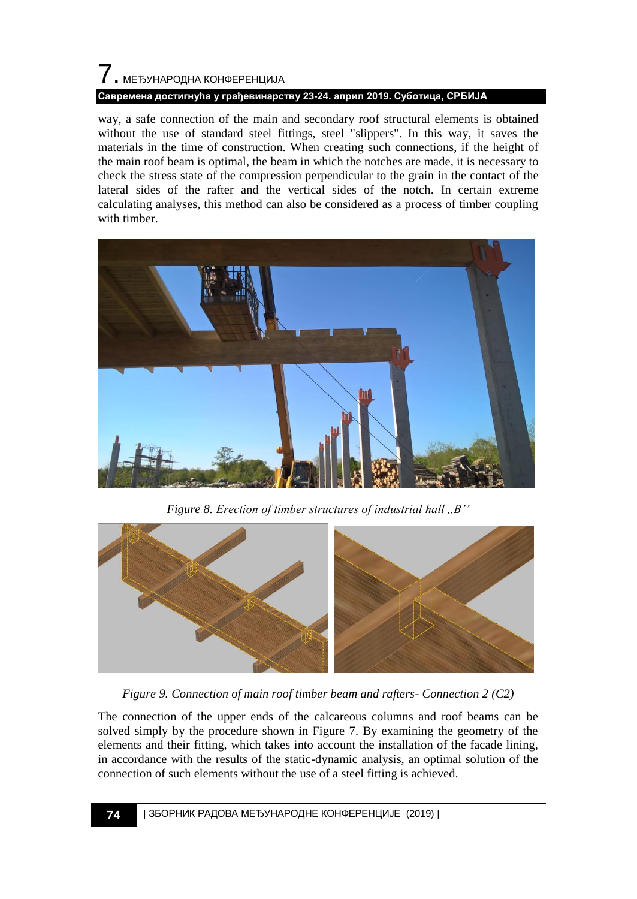way, a safe connection of the main and secondary roof structural elements is obtained without the use of standard steel fittings, steel "slippers". In this way, it saves the materials in the time of construction. When creating such connections, if the height of the main roof beam is optimal, the beam in which the notches are made, it is necessary to check the stress state of the compression perpendicular to the grain in the contact of the lateral sides of the rafter and the vertical sides of the notch. In certain extreme calculating analyses, this method can also be considered as a process of timber coupling with timber.

*Figure 8. Erection of timber structures of industrial hall „B''*

*Figure 9. Connection of main roof timber beam and rafters- Connection 2 (C2)*

The connection of the upper ends of the calcareous columns and roof beams can be solved simply by the procedure shown in Figure 7. By examining the geometry of the elements and their fitting, which takes into account the installation of the facade lining, in accordance with the results of the static-dynamic analysis, an optimal solution of the connection of such elements without the use of a steel fitting is achieved.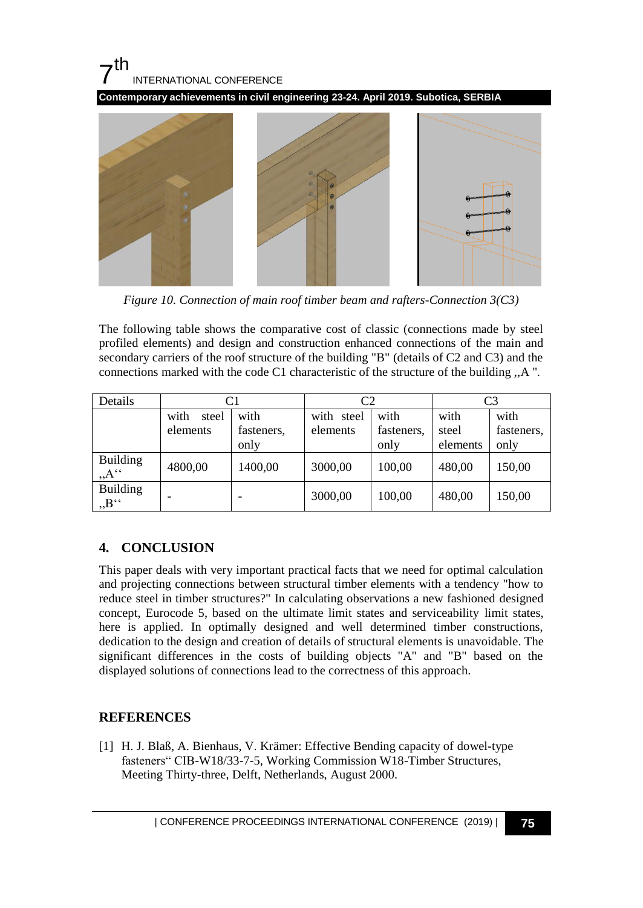*Figure 10. Connection of main roof timber beam and rafters-Connection 3(C3)*

The following table shows the comparative cost of classic (connections made by steel profiled elements) and design and construction enhanced connections of the main and secondary carriers of the roof structure of the building "B" (details of C2 and C3) and the connections marked with the code C1 characteristic of the structure of the building ,,A ".

| Details | C1 | | C2 | | C3 | |
|---|---|---|---|---|---|---|
| | with steel elements | with fasteners, only | with steel elements | with fasteners, only | with steel elements | with fasteners, only |
| Building ,,A‘‘ | 4800,00 | 1400,00 | 3000,00 | 100,00 | 480,00 | 150,00 |
| Building ,,B‘‘ | - | - | 3000,00 | 100,00 | 480,00 | 150,00 |

## 4. CONCLUSION

This paper deals with very important practical facts that we need for optimal calculation and projecting connections between structural timber elements with a tendency "how to reduce steel in timber structures?" In calculating observations a new fashioned designed concept, Eurocode 5, based on the ultimate limit states and serviceability limit states, here is applied. In optimally designed and well determined timber constructions, dedication to the design and creation of details of structural elements is unavoidable. The significant differences in the costs of building objects "A" and "B" based on the displayed solutions of connections lead to the correctness of this approach.

## REFERENCES

[1] H. J. Blaß, A. Bienhaus, V. Krämer: Effective Bending capacity of dowel-type fasteners“ CIB-W18/33-7-5, Working Commission W18-Timber Structures, Meeting Thirty-three, Delft, Netherlands, August 2000.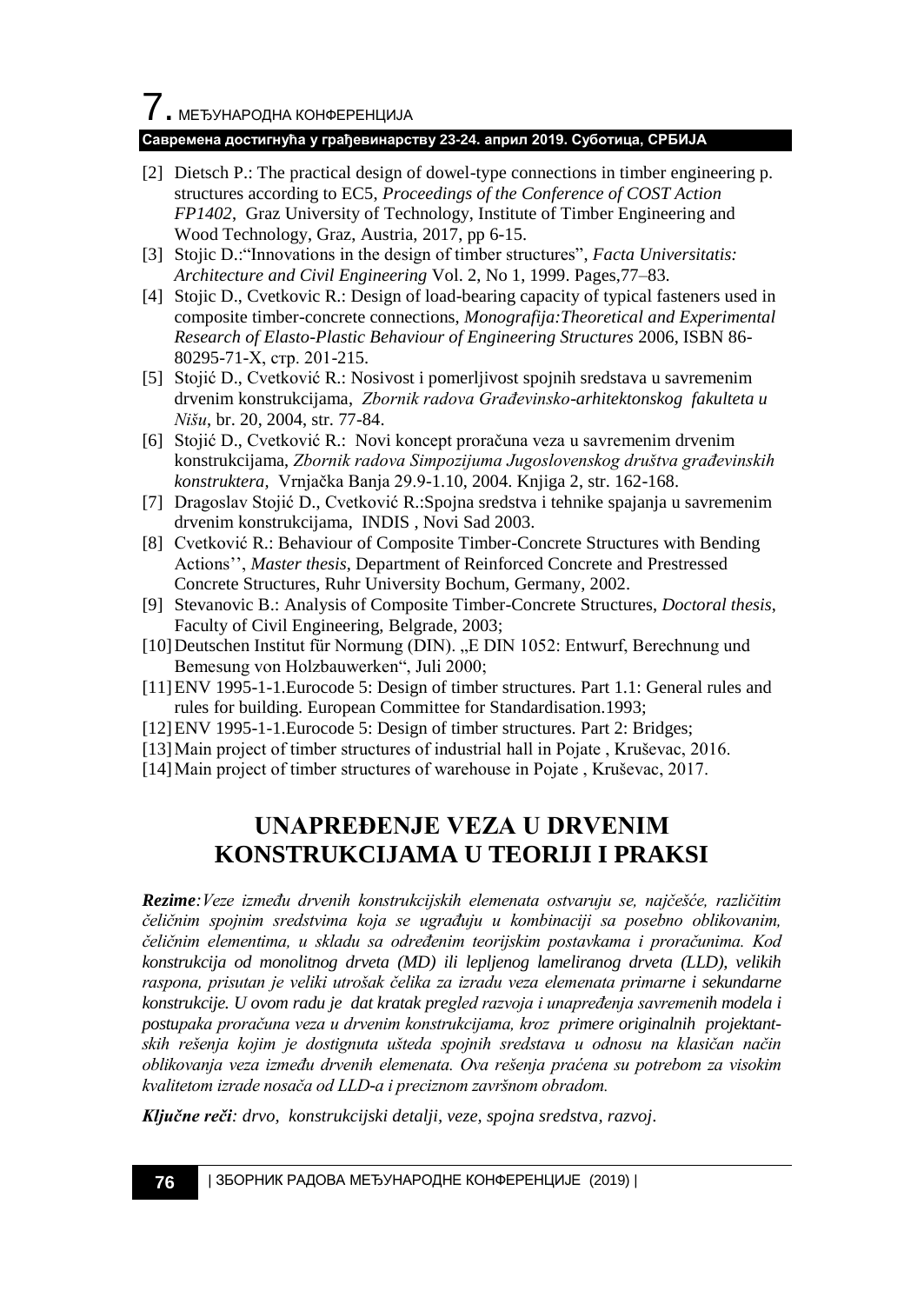[2] Dietsch P.: The practical design of dowel-type connections in timber engineering p. structures according to EC5, *Proceedings of the Conference of COST Action FP1402*, Graz University of Technology, Institute of Timber Engineering and Wood Technology, Graz, Austria, 2017, pp 6-15.

[3] Stojic D.:"Innovations in the design of timber structures", *Facta Universitatis: Architecture and Civil Engineering* Vol. 2, No 1, 1999. Pages,77–83.

[4] Stojic D., Cvetkovic R.: Design of load-bearing capacity of typical fasteners used in composite timber-concrete connections, *Monografija:Theoretical and Experimental Research of Elasto-Plastic Behaviour of Engineering Structures* 2006, ISBN 86-80295-71-X, стр. 201-215.

[5] Stojić D., Cvetković R.: Nosivost i pomerljivost spojnih sredstava u savremenim drvenim konstrukcijama, *Zbornik radova Građevinsko-arhitektonskog fakulteta u Nišu*, br. 20, 2004, str. 77-84.

[6] Stojić D., Cvetković R.: Novi koncept proračuna veza u savremenim drvenim konstrukcijama, *Zbornik radova Simpozijuma Jugoslovenskog društva građevinskih konstruktera*, Vrnjačka Banja 29.9-1.10, 2004. Knjiga 2, str. 162-168.

[7] Dragoslav Stojić D., Cvetković R.:Spojna sredstva i tehnike spajanja u savremenim drvenim konstrukcijama, INDIS , Novi Sad 2003.

[8] Cvetković R.: Behaviour of Composite Timber-Concrete Structures with Bending Actions'', *Master thesis*, Department of Reinforced Concrete and Prestressed Concrete Structures, Ruhr University Bochum, Germany, 2002.

[9] Stevanovic B.: Analysis of Composite Timber-Concrete Structures, *Doctoral thesis*, Faculty of Civil Engineering, Belgrade, 2003;

[10] Deutschen Institut für Normung (DIN). „E DIN 1052: Entwurf, Berechnung und Bemesung von Holzbauwerken", Juli 2000;

[11] ENV 1995-1-1.Eurocode 5: Design of timber structures. Part 1.1: General rules and rules for building. European Committee for Standardisation.1993;

[12] ENV 1995-1-1.Eurocode 5: Design of timber structures. Part 2: Bridges;

[13] Main project of timber structures of industrial hall in Pojate , Kruševac, 2016.

[14] Main project of timber structures of warehouse in Pojate , Kruševac, 2017.

# UNAPREĐENJE VEZA U DRVENIM KONSTRUKCIJAMA U TEORIJI I PRAKSI

***Rezime**:Veze između drvenih konstrukcijskih elemenata ostvaruju se, najčešće, različitim čeličnim spojnim sredstvima koja se ugrađuju u kombinaciji sa posebno oblikovanim, čeličnim elementima, u skladu sa određenim teorijskim postavkama i proračunima. Kod konstrukcija od monolitnog drveta (MD) ili lepljenog lameliranog drveta (LLD), velikih raspona, prisutan je veliki utrošak čelika za izradu veza elemenata primarne i sekundarne konstrukcije. U ovom radu je dat kratak pregled razvoja i unapređenja savremenih modela i postupaka proračuna veza u drvenim konstrukcijama, kroz primere originalnih projektantskih rešenja kojim je dostignuta ušteda spojnih sredstava u odnosu na klasičan način oblikovanja veza između drvenih elemenata. Ova rešenja praćena su potrebom za visokim kvalitetom izrade nosača od LLD-a i preciznom završnom obradom.*

***Ključne reči**: drvo, konstrukcijski detalji, veze, spojna sredstva, razvoj.*